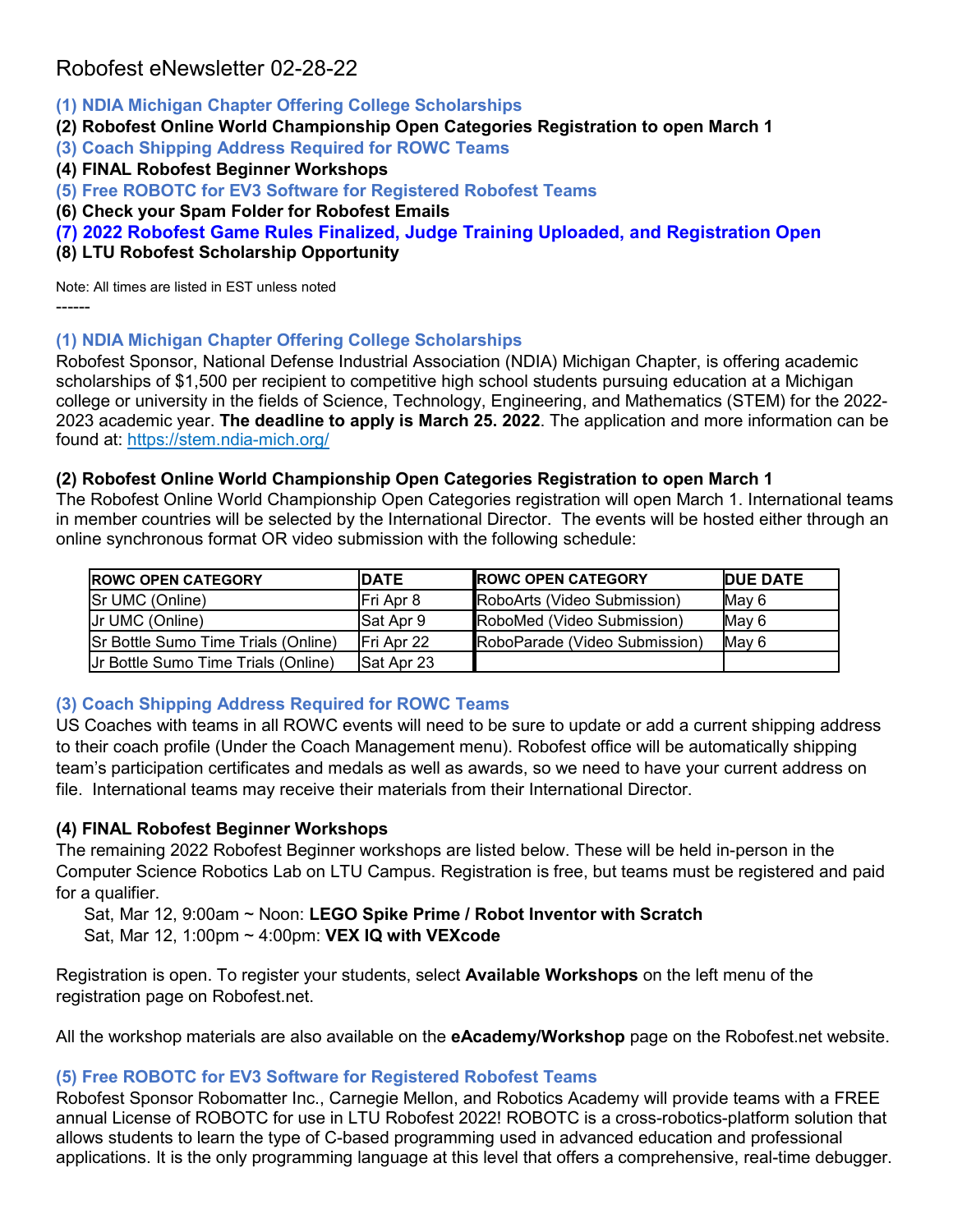# Robofest eNewsletter 02-28-22

**(1) NDIA Michigan Chapter Offering College Scholarships**
**(2) Robofest Online World Championship Open Categories Registration to open March 1**
**(3) Coach Shipping Address Required for ROWC Teams**
**(4) FINAL Robofest Beginner Workshops**
**(5) Free ROBOTC for EV3 Software for Registered Robofest Teams**
**(6) Check your Spam Folder for Robofest Emails**
**(7) 2022 Robofest Game Rules Finalized, Judge Training Uploaded, and Registration Open**
**(8) LTU Robofest Scholarship Opportunity**

Note: All times are listed in EST unless noted

------

### (1) NDIA Michigan Chapter Offering College Scholarships

Robofest Sponsor, National Defense Industrial Association (NDIA) Michigan Chapter, is offering academic scholarships of $1,500 per recipient to competitive high school students pursuing education at a Michigan college or university in the fields of Science, Technology, Engineering, and Mathematics (STEM) for the 2022-2023 academic year. **The deadline to apply is March 25. 2022**. The application and more information can be found at: https://stem.ndia-mich.org/

### (2) Robofest Online World Championship Open Categories Registration to open March 1

The Robofest Online World Championship Open Categories registration will open March 1. International teams in member countries will be selected by the International Director. The events will be hosted either through an online synchronous format OR video submission with the following schedule:

| ROWC OPEN CATEGORY | DATE | ROWC OPEN CATEGORY | DUE DATE |
|---|---|---|---|
| Sr UMC (Online) | Fri Apr 8 | RoboArts (Video Submission) | May 6 |
| Jr UMC (Online) | Sat Apr 9 | RoboMed (Video Submission) | May 6 |
| Sr Bottle Sumo Time Trials (Online) | Fri Apr 22 | RoboParade (Video Submission) | May 6 |
| Jr Bottle Sumo Time Trials (Online) | Sat Apr 23 | | |

### (3) Coach Shipping Address Required for ROWC Teams

US Coaches with teams in all ROWC events will need to be sure to update or add a current shipping address to their coach profile (Under the Coach Management menu). Robofest office will be automatically shipping team's participation certificates and medals as well as awards, so we need to have your current address on file. International teams may receive their materials from their International Director.

### (4) FINAL Robofest Beginner Workshops

The remaining 2022 Robofest Beginner workshops are listed below. These will be held in-person in the Computer Science Robotics Lab on LTU Campus. Registration is free, but teams must be registered and paid for a qualifier.

Sat, Mar 12, 9:00am ~ Noon: **LEGO Spike Prime / Robot Inventor with Scratch**
Sat, Mar 12, 1:00pm ~ 4:00pm: **VEX IQ with VEXcode**

Registration is open. To register your students, select **Available Workshops** on the left menu of the registration page on Robofest.net.

All the workshop materials are also available on the **eAcademy/Workshop** page on the Robofest.net website.

### (5) Free ROBOTC for EV3 Software for Registered Robofest Teams

Robofest Sponsor Robomatter Inc., Carnegie Mellon, and Robotics Academy will provide teams with a FREE annual License of ROBOTC for use in LTU Robofest 2022! ROBOTC is a cross-robotics-platform solution that allows students to learn the type of C-based programming used in advanced education and professional applications. It is the only programming language at this level that offers a comprehensive, real-time debugger.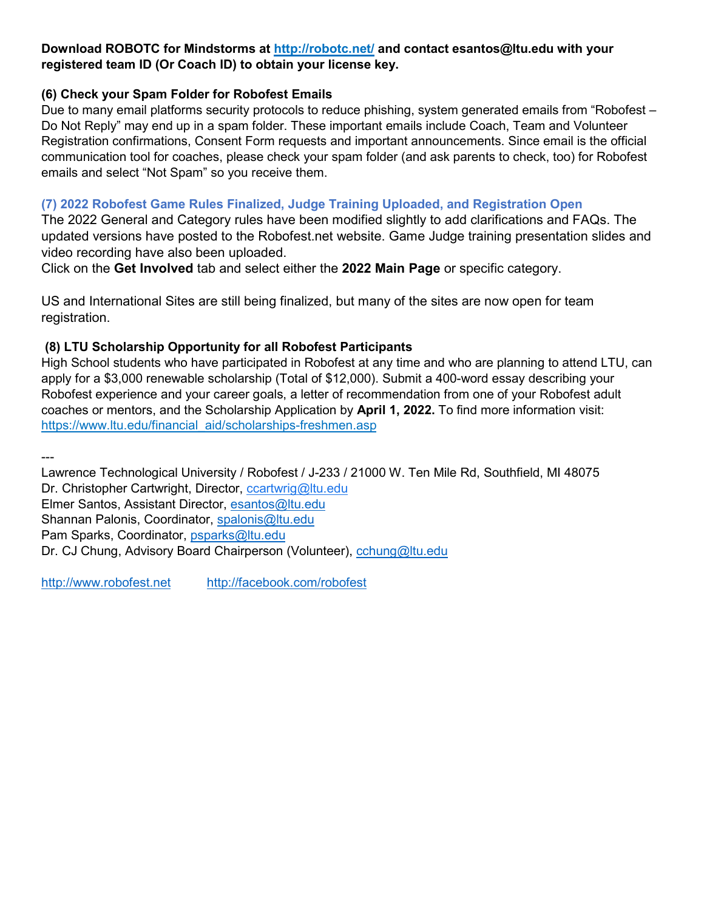**Download ROBOTC for Mindstorms at http://robotc.net/ and contact esantos@ltu.edu with your registered team ID (Or Coach ID) to obtain your license key.**

### (6) Check your Spam Folder for Robofest Emails

Due to many email platforms security protocols to reduce phishing, system generated emails from "Robofest – Do Not Reply" may end up in a spam folder. These important emails include Coach, Team and Volunteer Registration confirmations, Consent Form requests and important announcements. Since email is the official communication tool for coaches, please check your spam folder (and ask parents to check, too) for Robofest emails and select "Not Spam" so you receive them.

### (7) 2022 Robofest Game Rules Finalized, Judge Training Uploaded, and Registration Open

The 2022 General and Category rules have been modified slightly to add clarifications and FAQs. The updated versions have posted to the Robofest.net website. Game Judge training presentation slides and video recording have also been uploaded.
Click on the **Get Involved** tab and select either the **2022 Main Page** or specific category.

US and International Sites are still being finalized, but many of the sites are now open for team registration.

### (8) LTU Scholarship Opportunity for all Robofest Participants

High School students who have participated in Robofest at any time and who are planning to attend LTU, can apply for a $3,000 renewable scholarship (Total of $12,000). Submit a 400-word essay describing your Robofest experience and your career goals, a letter of recommendation from one of your Robofest adult coaches or mentors, and the Scholarship Application by **April 1, 2022.** To find more information visit: https://www.ltu.edu/financial_aid/scholarships-freshmen.asp

---

Lawrence Technological University / Robofest / J-233 / 21000 W. Ten Mile Rd, Southfield, MI 48075
Dr. Christopher Cartwright, Director, ccartwrig@ltu.edu
Elmer Santos, Assistant Director, esantos@ltu.edu
Shannan Palonis, Coordinator, spalonis@ltu.edu
Pam Sparks, Coordinator, psparks@ltu.edu
Dr. CJ Chung, Advisory Board Chairperson (Volunteer), cchung@ltu.edu

http://www.robofest.net http://facebook.com/robofest